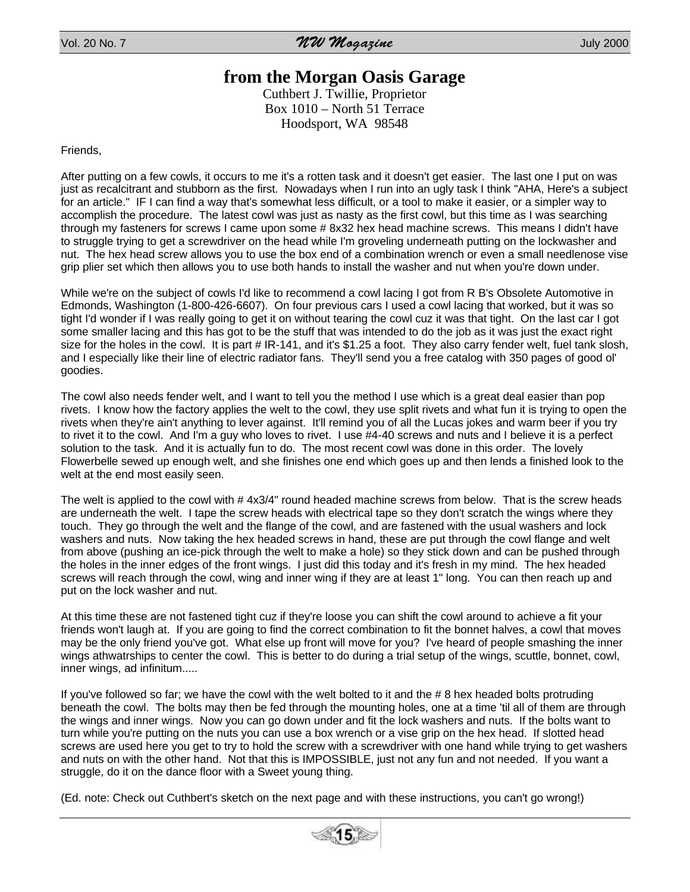# from the Morgan Oasis Garage

Cuthbert J. Twillie, Proprietor
Box 1010 – North 51 Terrace
Hoodsport, WA 98548

Friends,

After putting on a few cowls, it occurs to me it's a rotten task and it doesn't get easier. The last one I put on was just as recalcitrant and stubborn as the first. Nowadays when I run into an ugly task I think "AHA, Here's a subject for an article." IF I can find a way that's somewhat less difficult, or a tool to make it easier, or a simpler way to accomplish the procedure. The latest cowl was just as nasty as the first cowl, but this time as I was searching through my fasteners for screws I came upon some # 8x32 hex head machine screws. This means I didn't have to struggle trying to get a screwdriver on the head while I'm groveling underneath putting on the lockwasher and nut. The hex head screw allows you to use the box end of a combination wrench or even a small needlenose vise grip plier set which then allows you to use both hands to install the washer and nut when you're down under.

While we're on the subject of cowls I'd like to recommend a cowl lacing I got from R B's Obsolete Automotive in Edmonds, Washington (1-800-426-6607). On four previous cars I used a cowl lacing that worked, but it was so tight I'd wonder if I was really going to get it on without tearing the cowl cuz it was that tight. On the last car I got some smaller lacing and this has got to be the stuff that was intended to do the job as it was just the exact right size for the holes in the cowl. It is part # IR-141, and it's $1.25 a foot. They also carry fender welt, fuel tank slosh, and I especially like their line of electric radiator fans. They'll send you a free catalog with 350 pages of good ol' goodies.

The cowl also needs fender welt, and I want to tell you the method I use which is a great deal easier than pop rivets. I know how the factory applies the welt to the cowl, they use split rivets and what fun it is trying to open the rivets when they're ain't anything to lever against. It'll remind you of all the Lucas jokes and warm beer if you try to rivet it to the cowl. And I'm a guy who loves to rivet. I use #4-40 screws and nuts and I believe it is a perfect solution to the task. And it is actually fun to do. The most recent cowl was done in this order. The lovely Flowerbelle sewed up enough welt, and she finishes one end which goes up and then lends a finished look to the welt at the end most easily seen.

The welt is applied to the cowl with # 4x3/4" round headed machine screws from below. That is the screw heads are underneath the welt. I tape the screw heads with electrical tape so they don't scratch the wings where they touch. They go through the welt and the flange of the cowl, and are fastened with the usual washers and lock washers and nuts. Now taking the hex headed screws in hand, these are put through the cowl flange and welt from above (pushing an ice-pick through the welt to make a hole) so they stick down and can be pushed through the holes in the inner edges of the front wings. I just did this today and it's fresh in my mind. The hex headed screws will reach through the cowl, wing and inner wing if they are at least 1" long. You can then reach up and put on the lock washer and nut.

At this time these are not fastened tight cuz if they're loose you can shift the cowl around to achieve a fit your friends won't laugh at. If you are going to find the correct combination to fit the bonnet halves, a cowl that moves may be the only friend you've got. What else up front will move for you? I've heard of people smashing the inner wings athwatrships to center the cowl. This is better to do during a trial setup of the wings, scuttle, bonnet, cowl, inner wings, ad infinitum.....

If you've followed so far; we have the cowl with the welt bolted to it and the # 8 hex headed bolts protruding beneath the cowl. The bolts may then be fed through the mounting holes, one at a time 'til all of them are through the wings and inner wings. Now you can go down under and fit the lock washers and nuts. If the bolts want to turn while you're putting on the nuts you can use a box wrench or a vise grip on the hex head. If slotted head screws are used here you get to try to hold the screw with a screwdriver with one hand while trying to get washers and nuts on with the other hand. Not that this is IMPOSSIBLE, just not any fun and not needed. If you want a struggle, do it on the dance floor with a Sweet young thing.

(Ed. note: Check out Cuthbert's sketch on the next page and with these instructions, you can't go wrong!)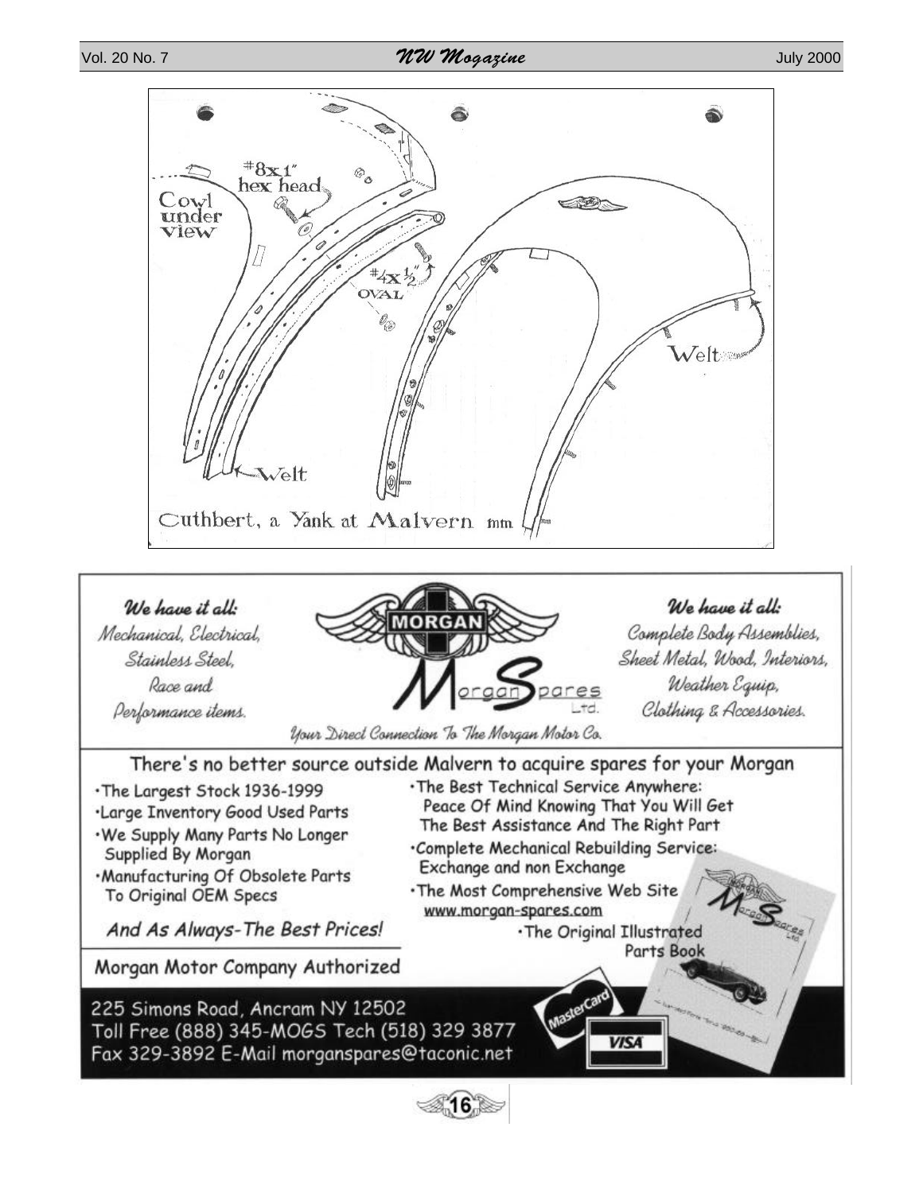#8x1" hex head

Cowl under view

#4x½" OVAL

Welt

Welt

Cuthbert, a Yank at Malvern mm

*We have it all:*
*Mechanical, Electrical, Stainless Steel, Race and Performance items.*

MORGAN

Morgan Spares Ltd.

*Your Direct Connection To The Morgan Motor Co.*

*We have it all:*
*Complete Body Assemblies, Sheet Metal, Wood, Interiors, Weather Equip, Clothing & Accessories.*

There's no better source outside Malvern to acquire spares for your Morgan

- The Largest Stock 1936-1999
- Large Inventory Good Used Parts
- We Supply Many Parts No Longer Supplied By Morgan
- Manufacturing Of Obsolete Parts To Original OEM Specs

*And As Always-The Best Prices!*

- The Best Technical Service Anywhere: Peace Of Mind Knowing That You Will Get The Best Assistance And The Right Part
- Complete Mechanical Rebuilding Service: Exchange and non Exchange
- The Most Comprehensive Web Site www.morgan-spares.com
- The Original Illustrated Parts Book

Morgan Motor Company Authorized

225 Simons Road, Ancram NY 12502
Toll Free (888) 345-MOGS Tech (518) 329 3877
Fax 329-3892 E-Mail morganspares@taconic.net

MasterCard VISA